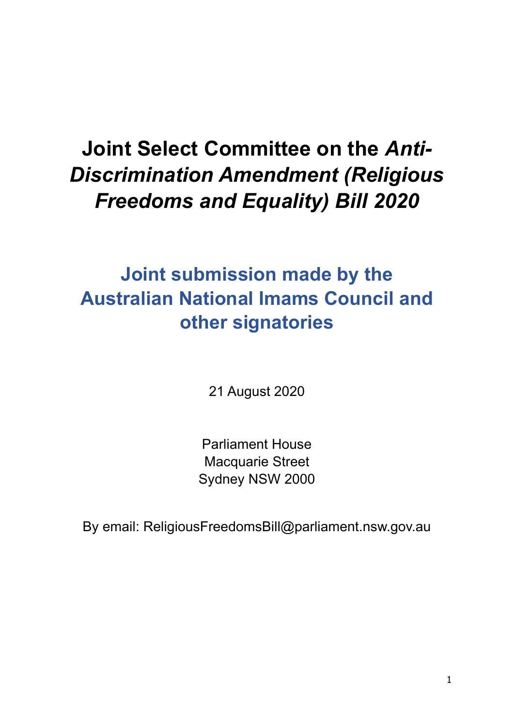# Joint Select Committee on the *Anti-Discrimination Amendment (Religious Freedoms and Equality) Bill 2020*

## Joint submission made by the Australian National Imams Council and other signatories

21 August 2020

Parliament House
Macquarie Street
Sydney NSW 2000

By email: ReligiousFreedomsBill@parliament.nsw.gov.au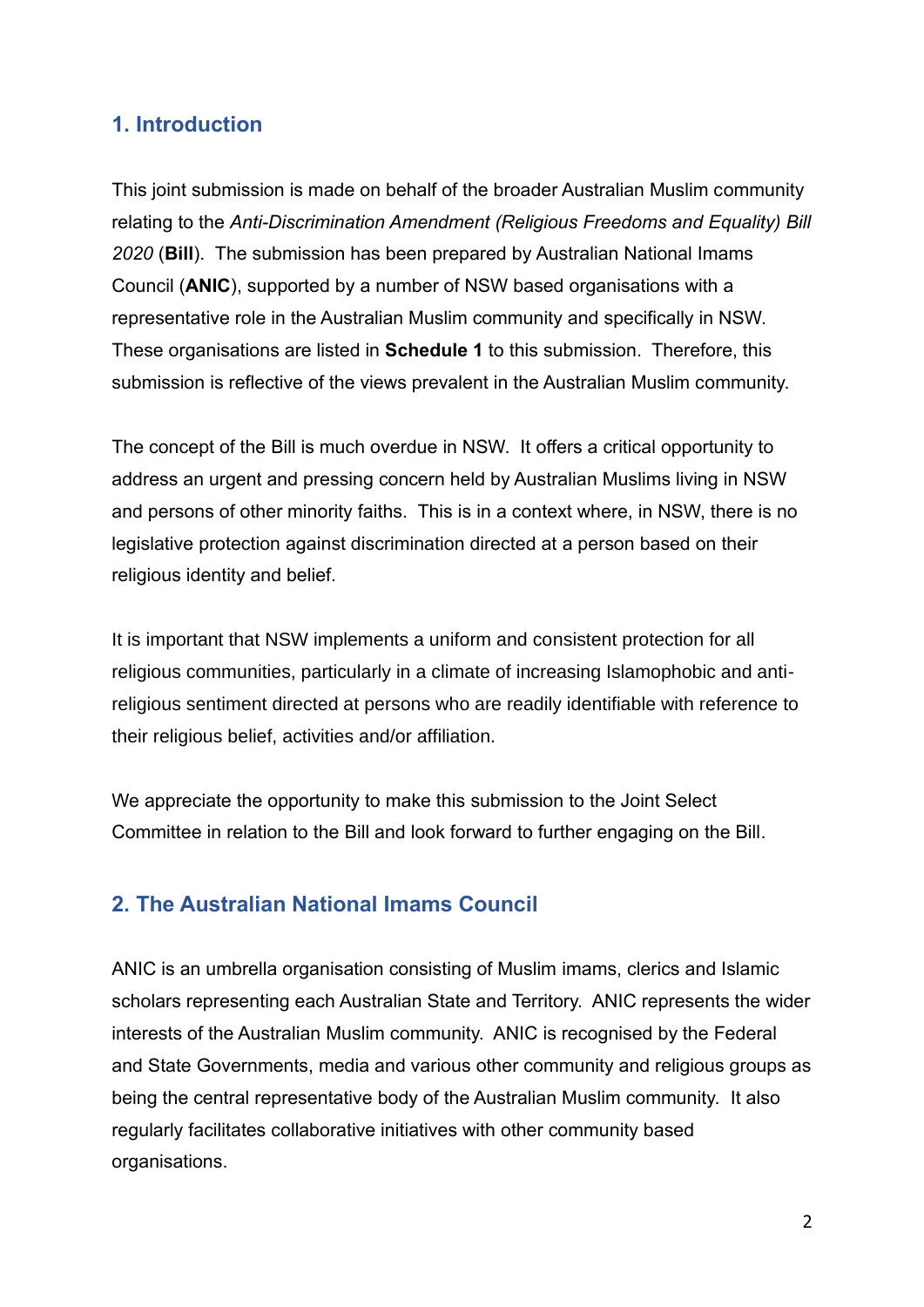## 1. Introduction

This joint submission is made on behalf of the broader Australian Muslim community relating to the *Anti-Discrimination Amendment (Religious Freedoms and Equality) Bill 2020* (**Bill**). The submission has been prepared by Australian National Imams Council (**ANIC**), supported by a number of NSW based organisations with a representative role in the Australian Muslim community and specifically in NSW. These organisations are listed in **Schedule 1** to this submission. Therefore, this submission is reflective of the views prevalent in the Australian Muslim community.

The concept of the Bill is much overdue in NSW. It offers a critical opportunity to address an urgent and pressing concern held by Australian Muslims living in NSW and persons of other minority faiths. This is in a context where, in NSW, there is no legislative protection against discrimination directed at a person based on their religious identity and belief.

It is important that NSW implements a uniform and consistent protection for all religious communities, particularly in a climate of increasing Islamophobic and anti-religious sentiment directed at persons who are readily identifiable with reference to their religious belief, activities and/or affiliation.

We appreciate the opportunity to make this submission to the Joint Select Committee in relation to the Bill and look forward to further engaging on the Bill.

## 2. The Australian National Imams Council

ANIC is an umbrella organisation consisting of Muslim imams, clerics and Islamic scholars representing each Australian State and Territory. ANIC represents the wider interests of the Australian Muslim community. ANIC is recognised by the Federal and State Governments, media and various other community and religious groups as being the central representative body of the Australian Muslim community. It also regularly facilitates collaborative initiatives with other community based organisations.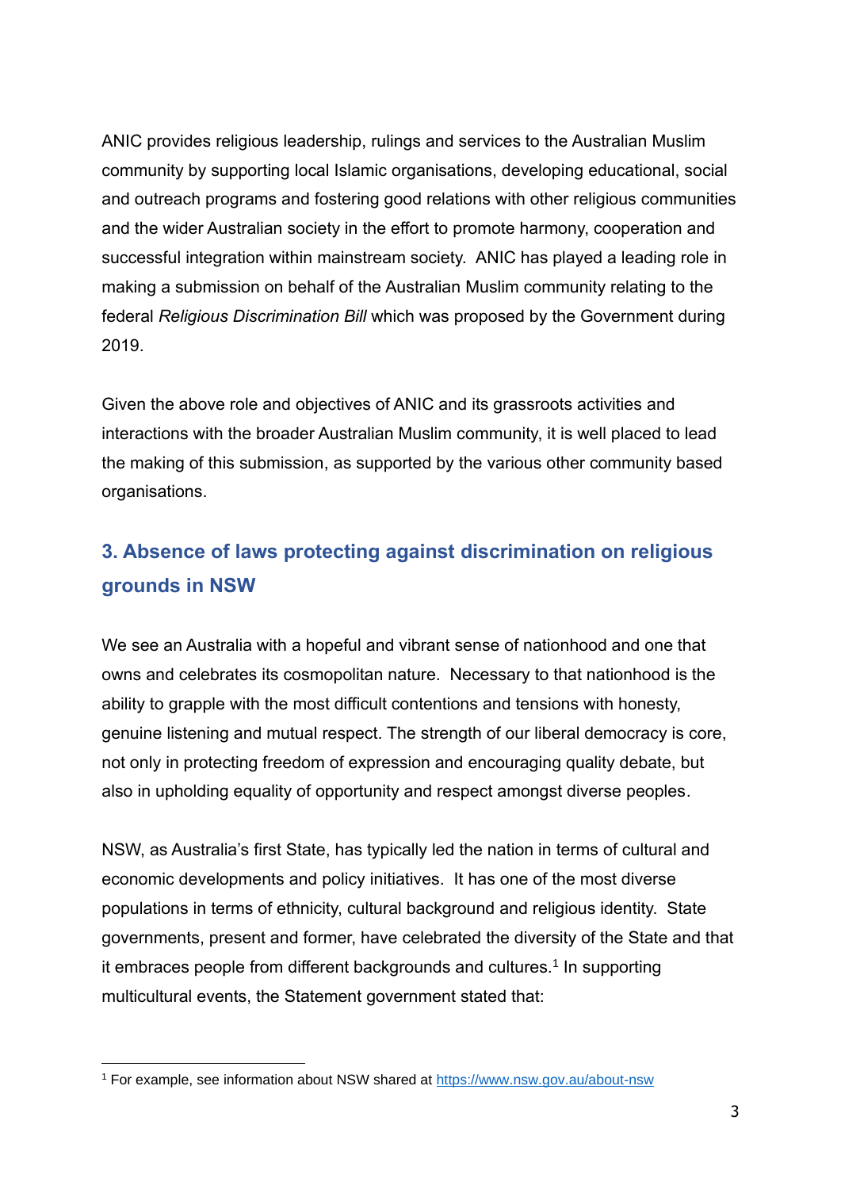ANIC provides religious leadership, rulings and services to the Australian Muslim community by supporting local Islamic organisations, developing educational, social and outreach programs and fostering good relations with other religious communities and the wider Australian society in the effort to promote harmony, cooperation and successful integration within mainstream society. ANIC has played a leading role in making a submission on behalf of the Australian Muslim community relating to the federal *Religious Discrimination Bill* which was proposed by the Government during 2019.

Given the above role and objectives of ANIC and its grassroots activities and interactions with the broader Australian Muslim community, it is well placed to lead the making of this submission, as supported by the various other community based organisations.

## 3. Absence of laws protecting against discrimination on religious grounds in NSW

We see an Australia with a hopeful and vibrant sense of nationhood and one that owns and celebrates its cosmopolitan nature. Necessary to that nationhood is the ability to grapple with the most difficult contentions and tensions with honesty, genuine listening and mutual respect. The strength of our liberal democracy is core, not only in protecting freedom of expression and encouraging quality debate, but also in upholding equality of opportunity and respect amongst diverse peoples.

NSW, as Australia's first State, has typically led the nation in terms of cultural and economic developments and policy initiatives. It has one of the most diverse populations in terms of ethnicity, cultural background and religious identity. State governments, present and former, have celebrated the diversity of the State and that it embraces people from different backgrounds and cultures.[1] In supporting multicultural events, the Statement government stated that:

---

[1] For example, see information about NSW shared at https://www.nsw.gov.au/about-nsw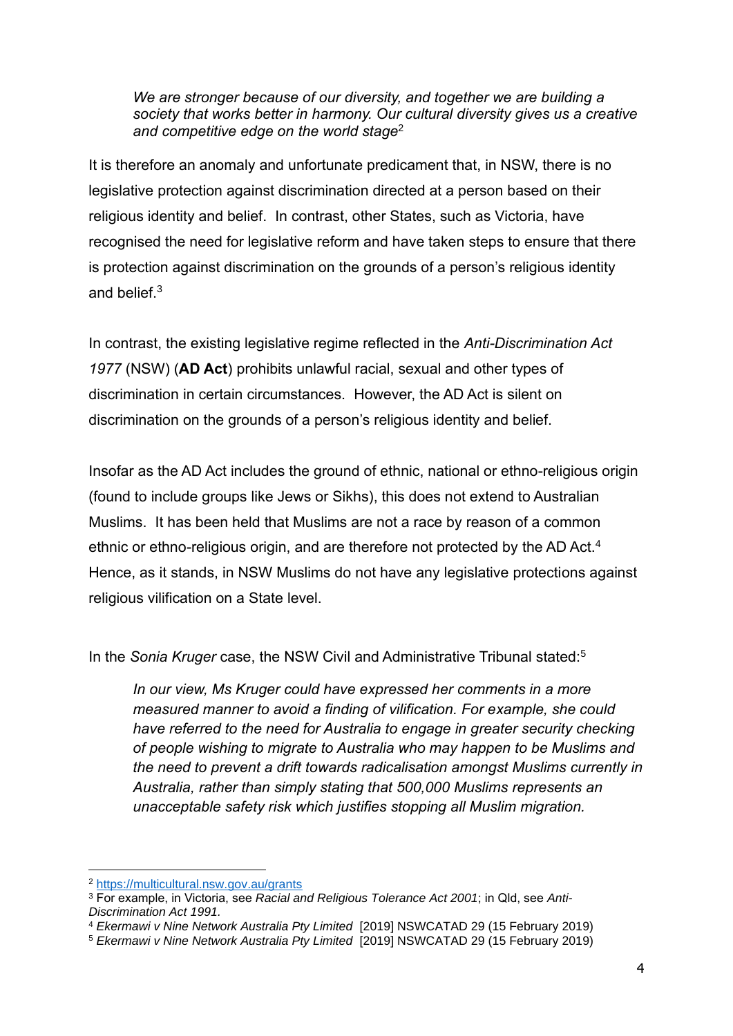> *We are stronger because of our diversity, and together we are building a society that works better in harmony. Our cultural diversity gives us a creative and competitive edge on the world stage*[2]

It is therefore an anomaly and unfortunate predicament that, in NSW, there is no legislative protection against discrimination directed at a person based on their religious identity and belief. In contrast, other States, such as Victoria, have recognised the need for legislative reform and have taken steps to ensure that there is protection against discrimination on the grounds of a person's religious identity and belief.[3]

In contrast, the existing legislative regime reflected in the *Anti-Discrimination Act 1977* (NSW) (**AD Act**) prohibits unlawful racial, sexual and other types of discrimination in certain circumstances. However, the AD Act is silent on discrimination on the grounds of a person's religious identity and belief.

Insofar as the AD Act includes the ground of ethnic, national or ethno-religious origin (found to include groups like Jews or Sikhs), this does not extend to Australian Muslims. It has been held that Muslims are not a race by reason of a common ethnic or ethno-religious origin, and are therefore not protected by the AD Act.[4] Hence, as it stands, in NSW Muslims do not have any legislative protections against religious vilification on a State level.

In the *Sonia Kruger* case, the NSW Civil and Administrative Tribunal stated:[5]

> *In our view, Ms Kruger could have expressed her comments in a more measured manner to avoid a finding of vilification. For example, she could have referred to the need for Australia to engage in greater security checking of people wishing to migrate to Australia who may happen to be Muslims and the need to prevent a drift towards radicalisation amongst Muslims currently in Australia, rather than simply stating that 500,000 Muslims represents an unacceptable safety risk which justifies stopping all Muslim migration.*

---

[2] https://multicultural.nsw.gov.au/grants

[3] For example, in Victoria, see *Racial and Religious Tolerance Act 2001*; in Qld, see *Anti-Discrimination Act 1991.*

[4] *Ekermawi v Nine Network Australia Pty Limited* [2019] NSWCATAD 29 (15 February 2019)

[5] *Ekermawi v Nine Network Australia Pty Limited* [2019] NSWCATAD 29 (15 February 2019)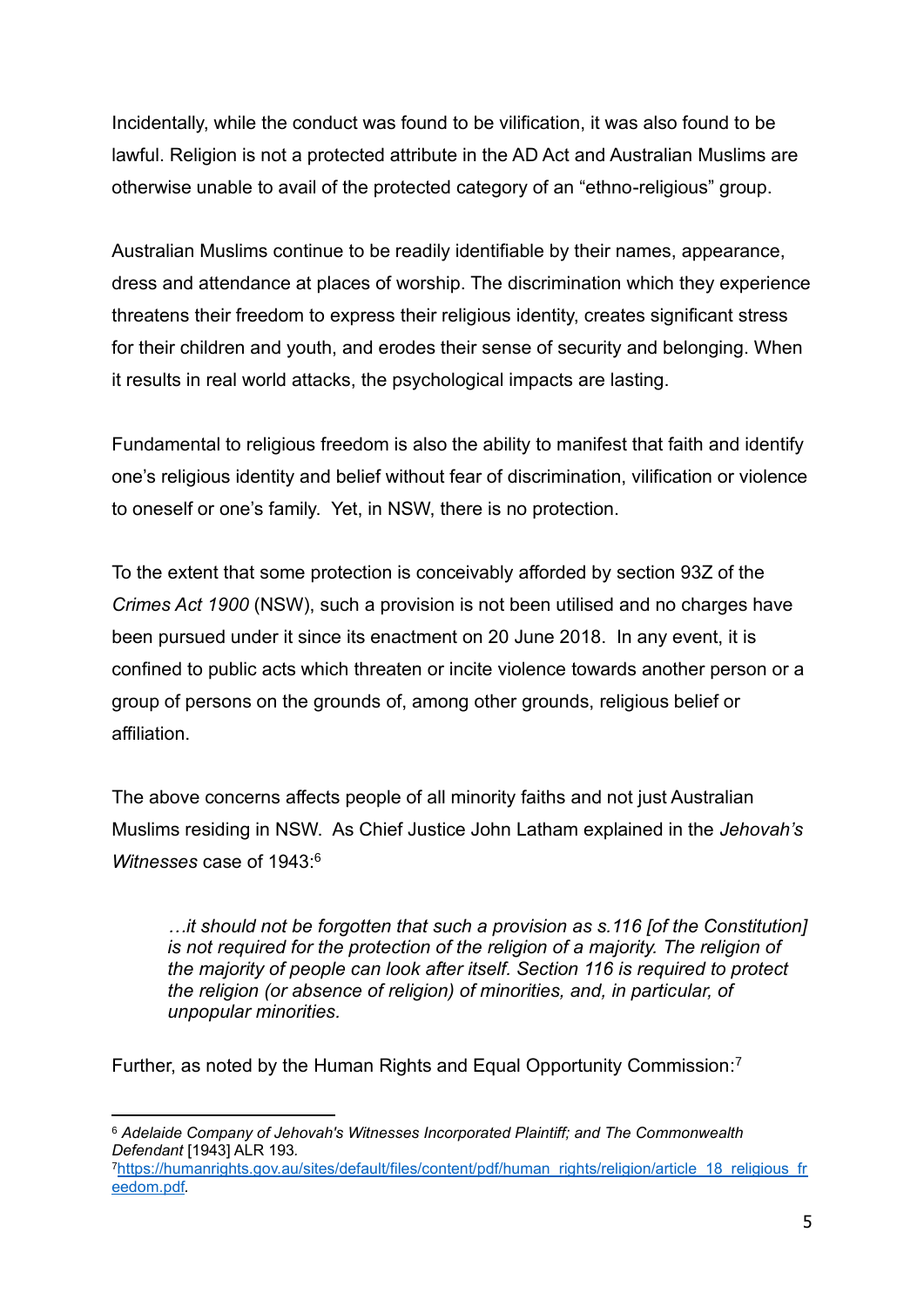Incidentally, while the conduct was found to be vilification, it was also found to be lawful. Religion is not a protected attribute in the AD Act and Australian Muslims are otherwise unable to avail of the protected category of an "ethno-religious" group.

Australian Muslims continue to be readily identifiable by their names, appearance, dress and attendance at places of worship. The discrimination which they experience threatens their freedom to express their religious identity, creates significant stress for their children and youth, and erodes their sense of security and belonging. When it results in real world attacks, the psychological impacts are lasting.

Fundamental to religious freedom is also the ability to manifest that faith and identify one's religious identity and belief without fear of discrimination, vilification or violence to oneself or one's family. Yet, in NSW, there is no protection.

To the extent that some protection is conceivably afforded by section 93Z of the *Crimes Act 1900* (NSW), such a provision is not been utilised and no charges have been pursued under it since its enactment on 20 June 2018. In any event, it is confined to public acts which threaten or incite violence towards another person or a group of persons on the grounds of, among other grounds, religious belief or affiliation.

The above concerns affects people of all minority faiths and not just Australian Muslims residing in NSW. As Chief Justice John Latham explained in the *Jehovah's Witnesses* case of 1943:[6]

> *…it should not be forgotten that such a provision as s.116 [of the Constitution] is not required for the protection of the religion of a majority. The religion of the majority of people can look after itself. Section 116 is required to protect the religion (or absence of religion) of minorities, and, in particular, of unpopular minorities.*

Further, as noted by the Human Rights and Equal Opportunity Commission:[7]

---

[6] *Adelaide Company of Jehovah's Witnesses Incorporated Plaintiff; and The Commonwealth Defendant* [1943] ALR 193.

[7] https://humanrights.gov.au/sites/default/files/content/pdf/human_rights/religion/article_18_religious_freedom.pdf.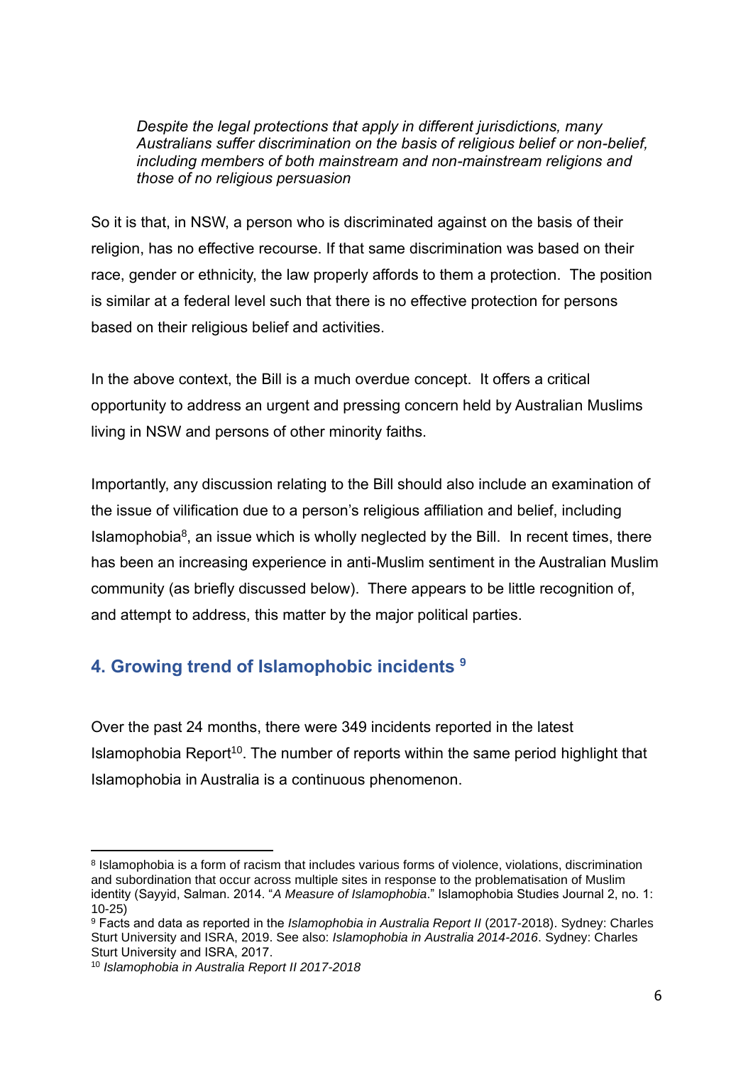> *Despite the legal protections that apply in different jurisdictions, many Australians suffer discrimination on the basis of religious belief or non-belief, including members of both mainstream and non-mainstream religions and those of no religious persuasion*

So it is that, in NSW, a person who is discriminated against on the basis of their religion, has no effective recourse. If that same discrimination was based on their race, gender or ethnicity, the law properly affords to them a protection. The position is similar at a federal level such that there is no effective protection for persons based on their religious belief and activities.

In the above context, the Bill is a much overdue concept. It offers a critical opportunity to address an urgent and pressing concern held by Australian Muslims living in NSW and persons of other minority faiths.

Importantly, any discussion relating to the Bill should also include an examination of the issue of vilification due to a person's religious affiliation and belief, including Islamophobia[8], an issue which is wholly neglected by the Bill. In recent times, there has been an increasing experience in anti-Muslim sentiment in the Australian Muslim community (as briefly discussed below). There appears to be little recognition of, and attempt to address, this matter by the major political parties.

## 4. Growing trend of Islamophobic incidents [9]

Over the past 24 months, there were 349 incidents reported in the latest Islamophobia Report[10]. The number of reports within the same period highlight that Islamophobia in Australia is a continuous phenomenon.

---

[8] Islamophobia is a form of racism that includes various forms of violence, violations, discrimination and subordination that occur across multiple sites in response to the problematisation of Muslim identity (Sayyid, Salman. 2014. "*A Measure of Islamophobia*." Islamophobia Studies Journal 2, no. 1: 10-25)

[9] Facts and data as reported in the *Islamophobia in Australia Report II* (2017-2018). Sydney: Charles Sturt University and ISRA, 2019. See also: *Islamophobia in Australia 2014-2016*. Sydney: Charles Sturt University and ISRA, 2017.

[10] *Islamophobia in Australia Report II 2017-2018*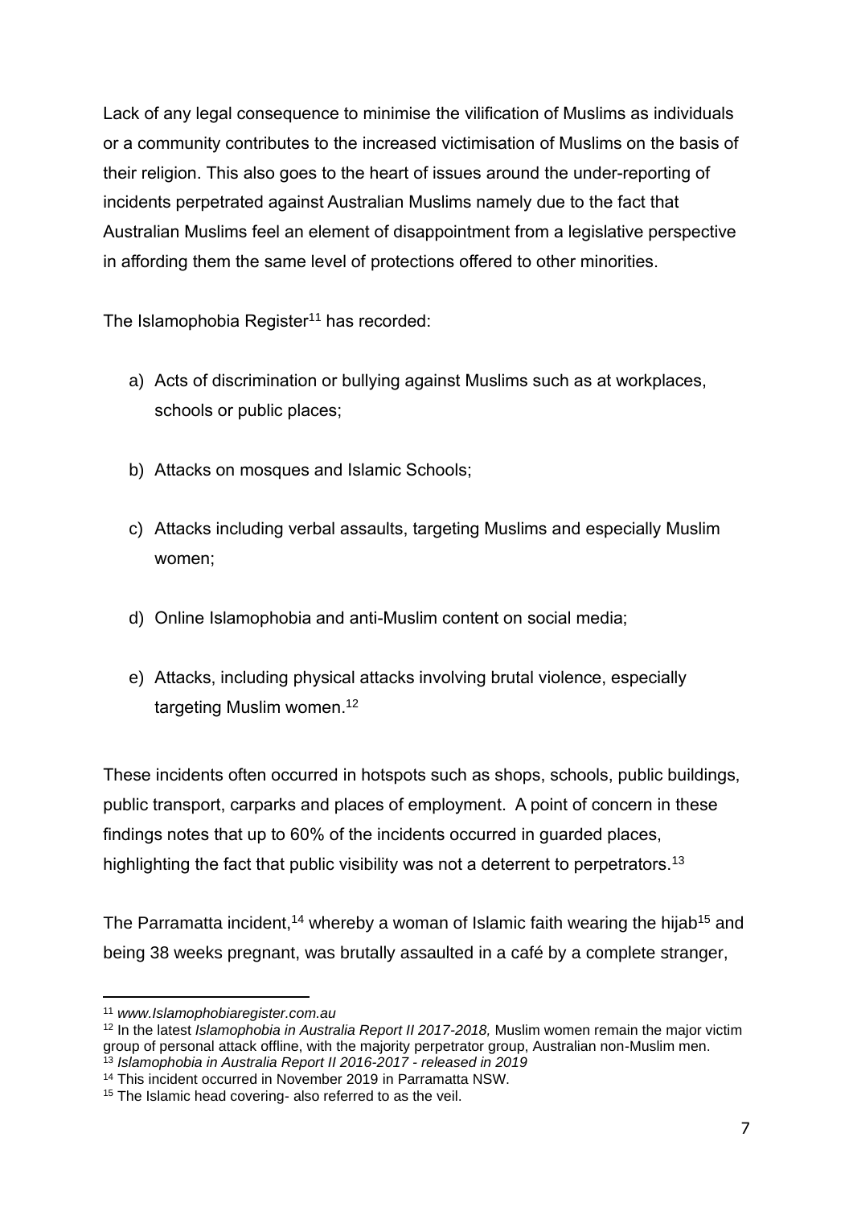Lack of any legal consequence to minimise the vilification of Muslims as individuals or a community contributes to the increased victimisation of Muslims on the basis of their religion. This also goes to the heart of issues around the under-reporting of incidents perpetrated against Australian Muslims namely due to the fact that Australian Muslims feel an element of disappointment from a legislative perspective in affording them the same level of protections offered to other minorities.

The Islamophobia Register[11] has recorded:

a) Acts of discrimination or bullying against Muslims such as at workplaces, schools or public places;

b) Attacks on mosques and Islamic Schools;

c) Attacks including verbal assaults, targeting Muslims and especially Muslim women;

d) Online Islamophobia and anti-Muslim content on social media;

e) Attacks, including physical attacks involving brutal violence, especially targeting Muslim women.[12]

These incidents often occurred in hotspots such as shops, schools, public buildings, public transport, carparks and places of employment. A point of concern in these findings notes that up to 60% of the incidents occurred in guarded places, highlighting the fact that public visibility was not a deterrent to perpetrators.[13]

The Parramatta incident,[14] whereby a woman of Islamic faith wearing the hijab[15] and being 38 weeks pregnant, was brutally assaulted in a café by a complete stranger,

---

[11] *www.Islamophobiaregister.com.au*

[12] In the latest *Islamophobia in Australia Report II 2017-2018,* Muslim women remain the major victim group of personal attack offline, with the majority perpetrator group, Australian non-Muslim men.

[13] *Islamophobia in Australia Report II 2016-2017 - released in 2019*

[14] This incident occurred in November 2019 in Parramatta NSW.

[15] The Islamic head covering- also referred to as the veil.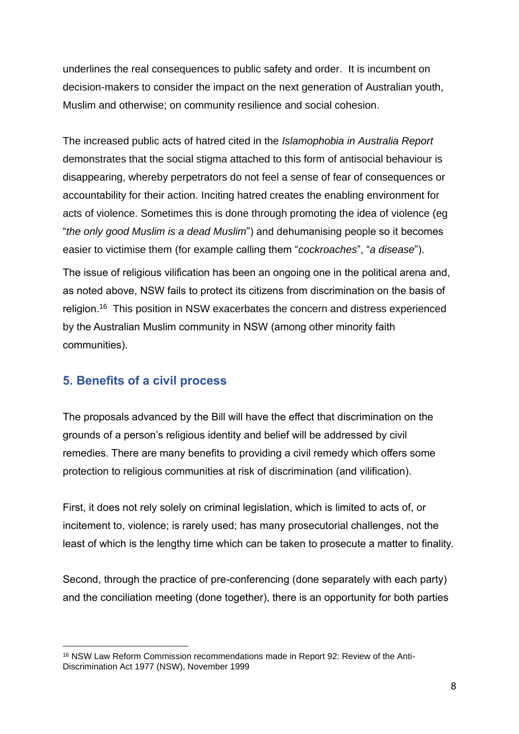underlines the real consequences to public safety and order. It is incumbent on decision-makers to consider the impact on the next generation of Australian youth, Muslim and otherwise; on community resilience and social cohesion.

The increased public acts of hatred cited in the *Islamophobia in Australia Report* demonstrates that the social stigma attached to this form of antisocial behaviour is disappearing, whereby perpetrators do not feel a sense of fear of consequences or accountability for their action. Inciting hatred creates the enabling environment for acts of violence. Sometimes this is done through promoting the idea of violence (eg "*the only good Muslim is a dead Muslim*") and dehumanising people so it becomes easier to victimise them (for example calling them "*cockroaches*", "*a disease*").

The issue of religious vilification has been an ongoing one in the political arena and, as noted above, NSW fails to protect its citizens from discrimination on the basis of religion.[16] This position in NSW exacerbates the concern and distress experienced by the Australian Muslim community in NSW (among other minority faith communities).

## 5. Benefits of a civil process

The proposals advanced by the Bill will have the effect that discrimination on the grounds of a person's religious identity and belief will be addressed by civil remedies. There are many benefits to providing a civil remedy which offers some protection to religious communities at risk of discrimination (and vilification).

First, it does not rely solely on criminal legislation, which is limited to acts of, or incitement to, violence; is rarely used; has many prosecutorial challenges, not the least of which is the lengthy time which can be taken to prosecute a matter to finality.

Second, through the practice of pre-conferencing (done separately with each party) and the conciliation meeting (done together), there is an opportunity for both parties

---

[16] NSW Law Reform Commission recommendations made in Report 92: Review of the Anti-Discrimination Act 1977 (NSW), November 1999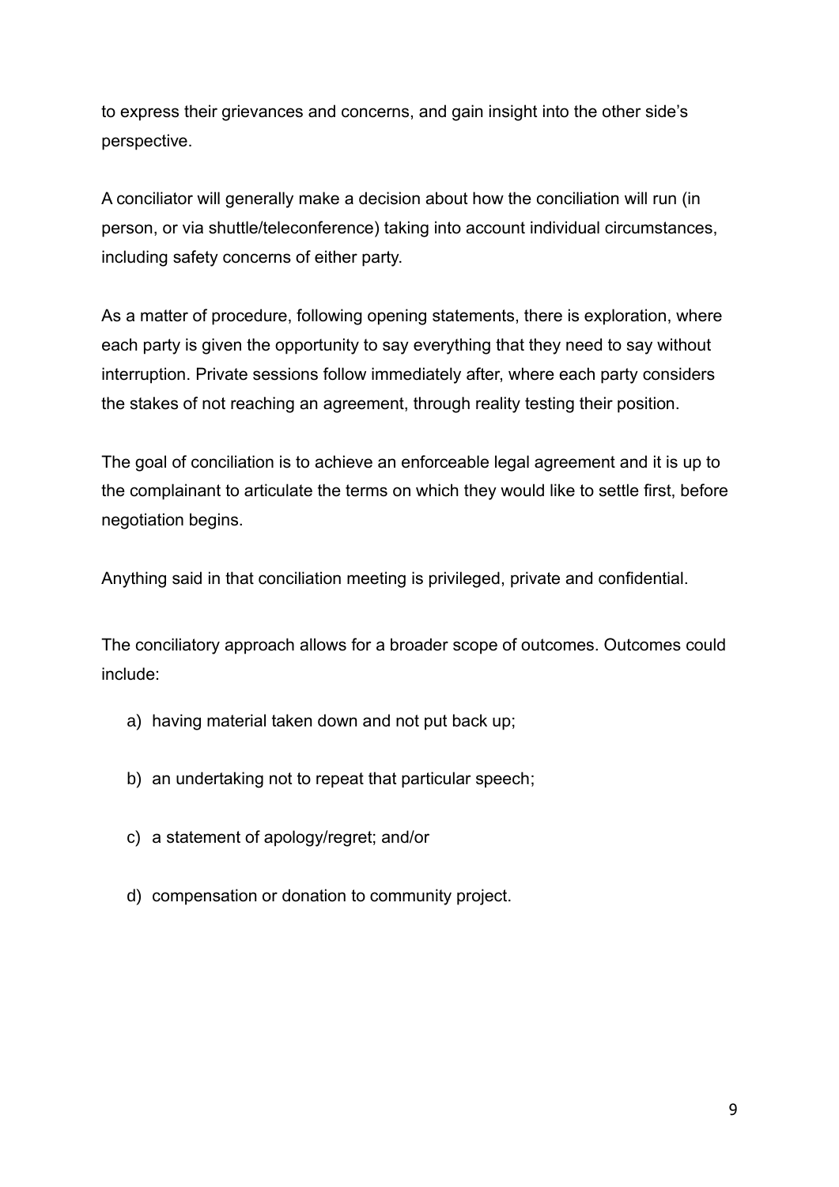to express their grievances and concerns, and gain insight into the other side's perspective.

A conciliator will generally make a decision about how the conciliation will run (in person, or via shuttle/teleconference) taking into account individual circumstances, including safety concerns of either party.

As a matter of procedure, following opening statements, there is exploration, where each party is given the opportunity to say everything that they need to say without interruption. Private sessions follow immediately after, where each party considers the stakes of not reaching an agreement, through reality testing their position.

The goal of conciliation is to achieve an enforceable legal agreement and it is up to the complainant to articulate the terms on which they would like to settle first, before negotiation begins.

Anything said in that conciliation meeting is privileged, private and confidential.

The conciliatory approach allows for a broader scope of outcomes. Outcomes could include:

a) having material taken down and not put back up;

b) an undertaking not to repeat that particular speech;

c) a statement of apology/regret; and/or

d) compensation or donation to community project.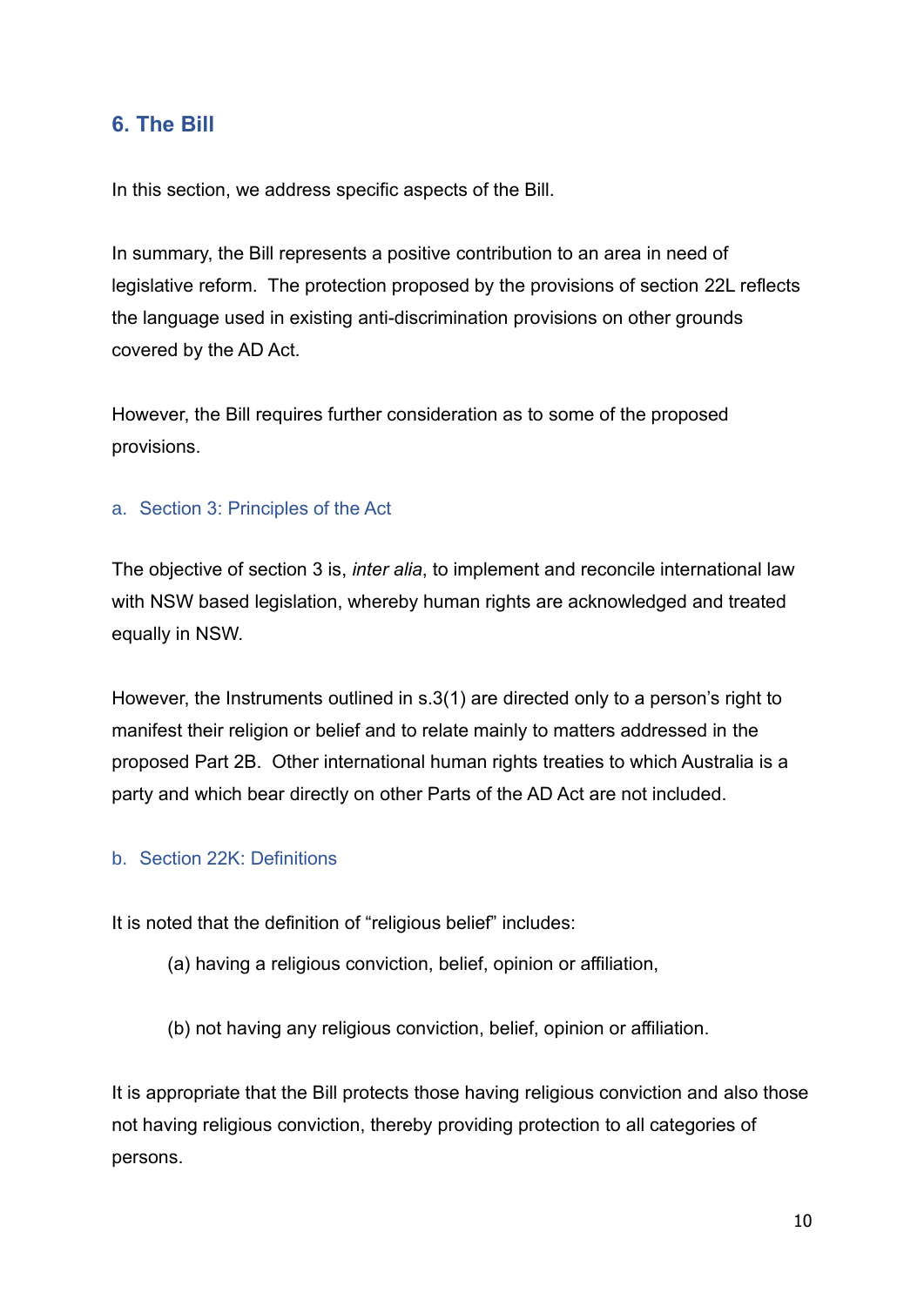## 6. The Bill

In this section, we address specific aspects of the Bill.

In summary, the Bill represents a positive contribution to an area in need of legislative reform. The protection proposed by the provisions of section 22L reflects the language used in existing anti-discrimination provisions on other grounds covered by the AD Act.

However, the Bill requires further consideration as to some of the proposed provisions.

### a. Section 3: Principles of the Act

The objective of section 3 is, *inter alia*, to implement and reconcile international law with NSW based legislation, whereby human rights are acknowledged and treated equally in NSW.

However, the Instruments outlined in s.3(1) are directed only to a person's right to manifest their religion or belief and to relate mainly to matters addressed in the proposed Part 2B. Other international human rights treaties to which Australia is a party and which bear directly on other Parts of the AD Act are not included.

### b. Section 22K: Definitions

It is noted that the definition of "religious belief" includes:

> (a) having a religious conviction, belief, opinion or affiliation,
>
> (b) not having any religious conviction, belief, opinion or affiliation.

It is appropriate that the Bill protects those having religious conviction and also those not having religious conviction, thereby providing protection to all categories of persons.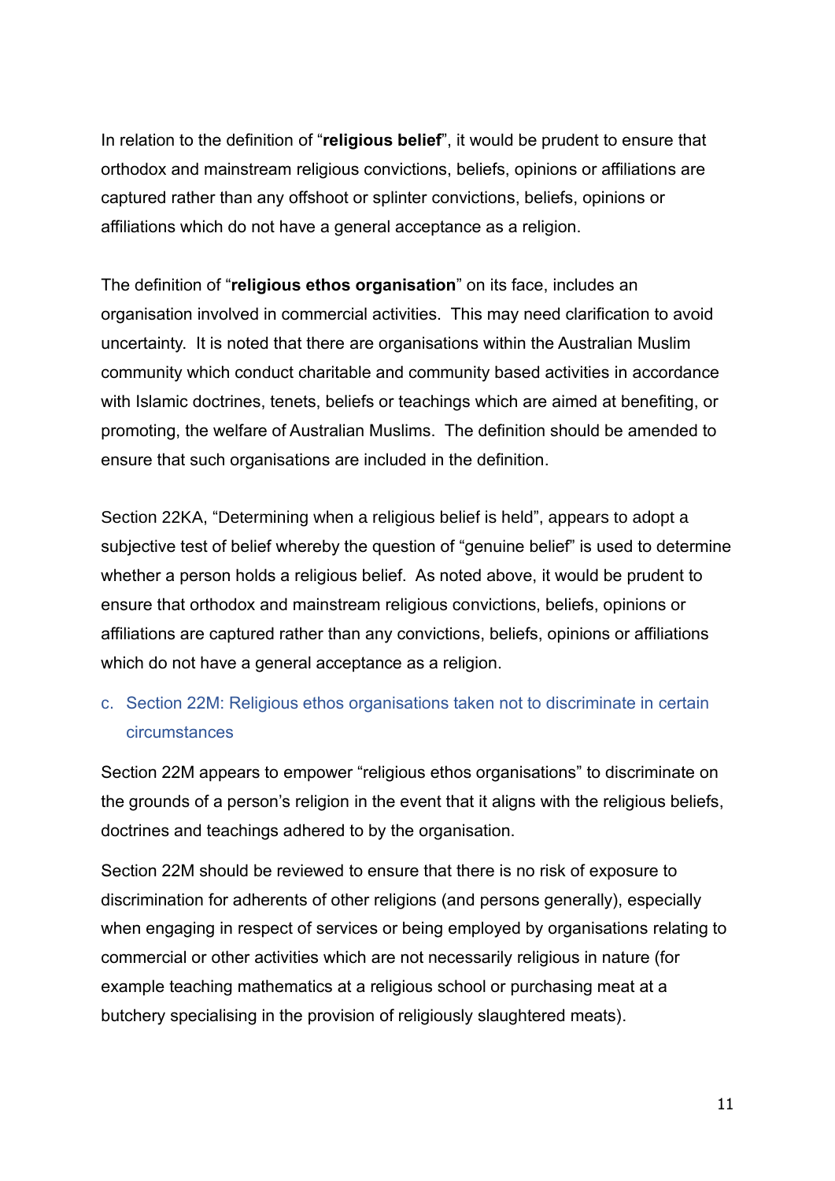In relation to the definition of "**religious belief**", it would be prudent to ensure that orthodox and mainstream religious convictions, beliefs, opinions or affiliations are captured rather than any offshoot or splinter convictions, beliefs, opinions or affiliations which do not have a general acceptance as a religion.

The definition of "**religious ethos organisation**" on its face, includes an organisation involved in commercial activities. This may need clarification to avoid uncertainty. It is noted that there are organisations within the Australian Muslim community which conduct charitable and community based activities in accordance with Islamic doctrines, tenets, beliefs or teachings which are aimed at benefiting, or promoting, the welfare of Australian Muslims. The definition should be amended to ensure that such organisations are included in the definition.

Section 22KA, "Determining when a religious belief is held", appears to adopt a subjective test of belief whereby the question of "genuine belief" is used to determine whether a person holds a religious belief. As noted above, it would be prudent to ensure that orthodox and mainstream religious convictions, beliefs, opinions or affiliations are captured rather than any convictions, beliefs, opinions or affiliations which do not have a general acceptance as a religion.

### c. Section 22M: Religious ethos organisations taken not to discriminate in certain circumstances

Section 22M appears to empower "religious ethos organisations" to discriminate on the grounds of a person's religion in the event that it aligns with the religious beliefs, doctrines and teachings adhered to by the organisation.

Section 22M should be reviewed to ensure that there is no risk of exposure to discrimination for adherents of other religions (and persons generally), especially when engaging in respect of services or being employed by organisations relating to commercial or other activities which are not necessarily religious in nature (for example teaching mathematics at a religious school or purchasing meat at a butchery specialising in the provision of religiously slaughtered meats).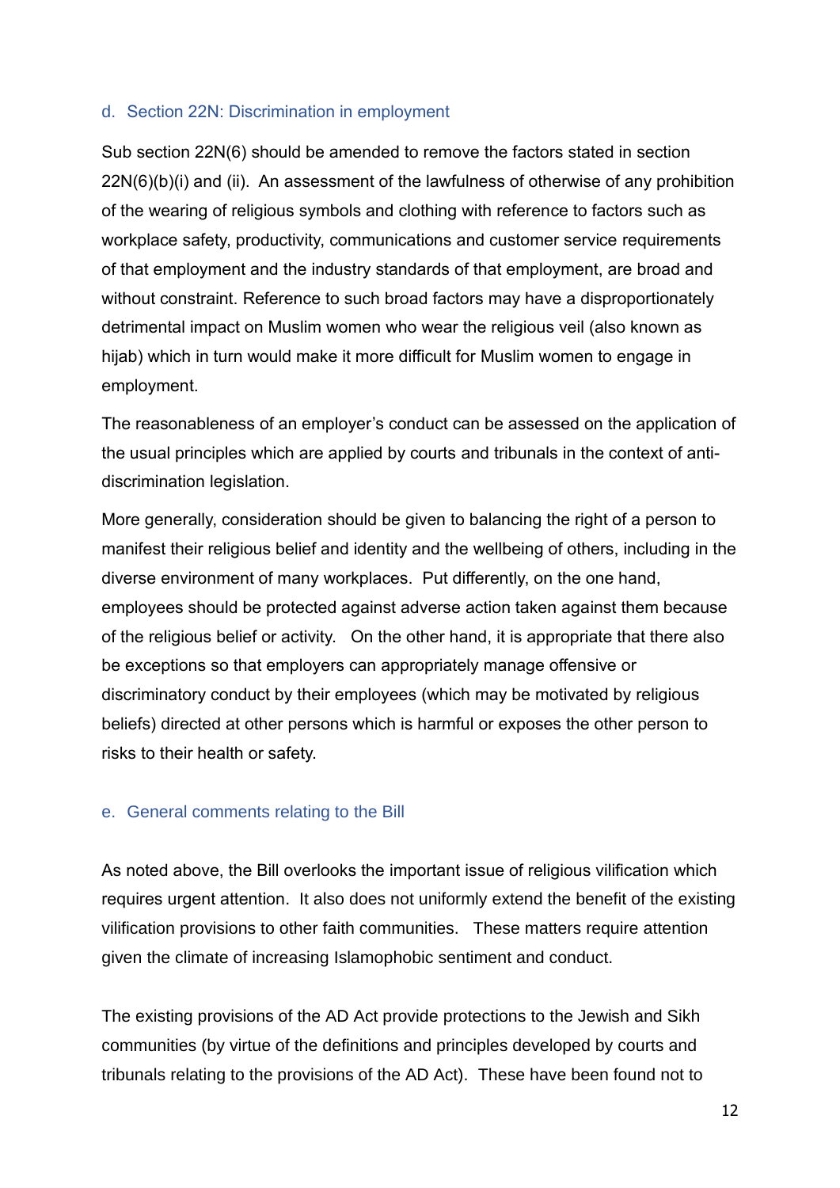### d. Section 22N: Discrimination in employment

Sub section 22N(6) should be amended to remove the factors stated in section 22N(6)(b)(i) and (ii). An assessment of the lawfulness of otherwise of any prohibition of the wearing of religious symbols and clothing with reference to factors such as workplace safety, productivity, communications and customer service requirements of that employment and the industry standards of that employment, are broad and without constraint. Reference to such broad factors may have a disproportionately detrimental impact on Muslim women who wear the religious veil (also known as hijab) which in turn would make it more difficult for Muslim women to engage in employment.

The reasonableness of an employer's conduct can be assessed on the application of the usual principles which are applied by courts and tribunals in the context of anti-discrimination legislation.

More generally, consideration should be given to balancing the right of a person to manifest their religious belief and identity and the wellbeing of others, including in the diverse environment of many workplaces. Put differently, on the one hand, employees should be protected against adverse action taken against them because of the religious belief or activity. On the other hand, it is appropriate that there also be exceptions so that employers can appropriately manage offensive or discriminatory conduct by their employees (which may be motivated by religious beliefs) directed at other persons which is harmful or exposes the other person to risks to their health or safety.

### e. General comments relating to the Bill

As noted above, the Bill overlooks the important issue of religious vilification which requires urgent attention. It also does not uniformly extend the benefit of the existing vilification provisions to other faith communities. These matters require attention given the climate of increasing Islamophobic sentiment and conduct.

The existing provisions of the AD Act provide protections to the Jewish and Sikh communities (by virtue of the definitions and principles developed by courts and tribunals relating to the provisions of the AD Act). These have been found not to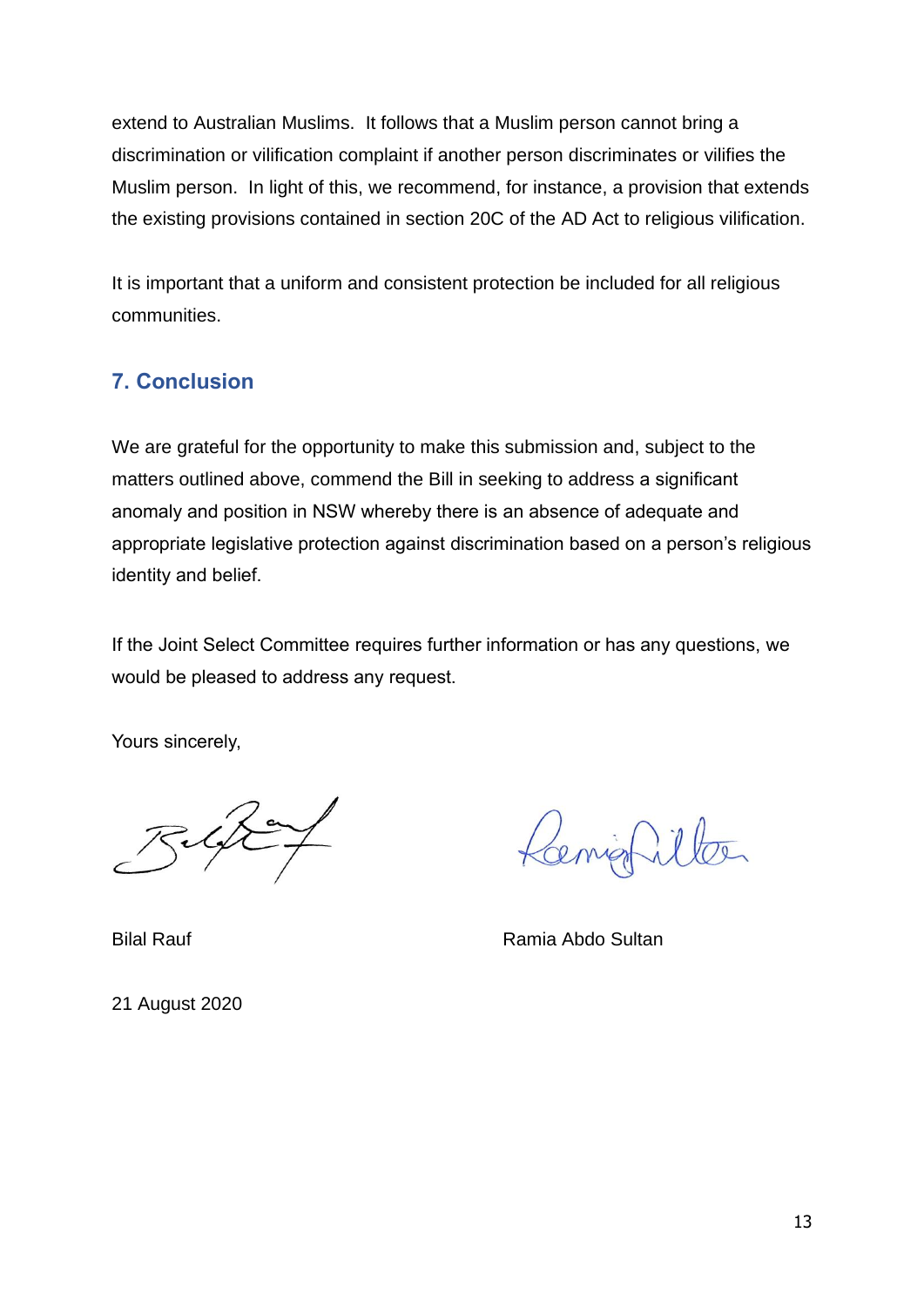extend to Australian Muslims. It follows that a Muslim person cannot bring a discrimination or vilification complaint if another person discriminates or vilifies the Muslim person. In light of this, we recommend, for instance, a provision that extends the existing provisions contained in section 20C of the AD Act to religious vilification.

It is important that a uniform and consistent protection be included for all religious communities.

## 7. Conclusion

We are grateful for the opportunity to make this submission and, subject to the matters outlined above, commend the Bill in seeking to address a significant anomaly and position in NSW whereby there is an absence of adequate and appropriate legislative protection against discrimination based on a person's religious identity and belief.

If the Joint Select Committee requires further information or has any questions, we would be pleased to address any request.

Yours sincerely,

Bilal Rauf

Ramia Abdo Sultan

21 August 2020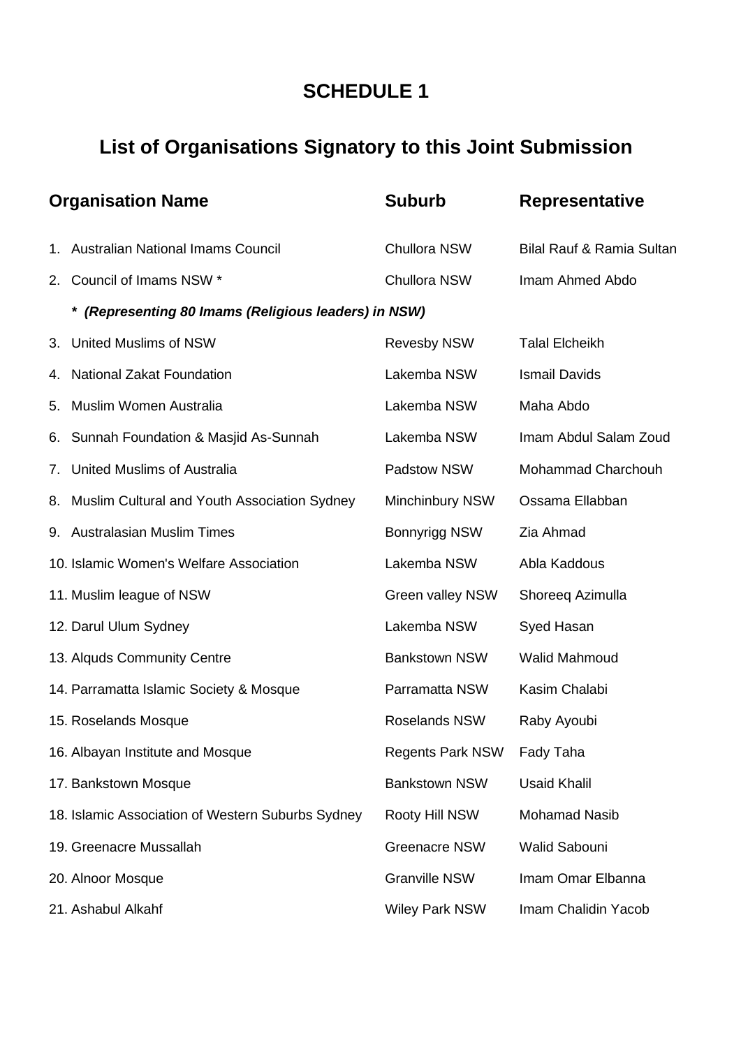# SCHEDULE 1

## List of Organisations Signatory to this Joint Submission

| Organisation Name | Suburb | Representative |
|---|---|---|
| 1. Australian National Imams Council | Chullora NSW | Bilal Rauf & Ramia Sultan |
| 2. Council of Imams NSW * | Chullora NSW | Imam Ahmed Abdo |
| ***(Representing 80 Imams (Religious leaders) in NSW)*** | | |
| 3. United Muslims of NSW | Revesby NSW | Talal Elcheikh |
| 4. National Zakat Foundation | Lakemba NSW | Ismail Davids |
| 5. Muslim Women Australia | Lakemba NSW | Maha Abdo |
| 6. Sunnah Foundation & Masjid As-Sunnah | Lakemba NSW | Imam Abdul Salam Zoud |
| 7. United Muslims of Australia | Padstow NSW | Mohammad Charchouh |
| 8. Muslim Cultural and Youth Association Sydney | Minchinbury NSW | Ossama Ellabban |
| 9. Australasian Muslim Times | Bonnyrigg NSW | Zia Ahmad |
| 10. Islamic Women's Welfare Association | Lakemba NSW | Abla Kaddous |
| 11. Muslim league of NSW | Green valley NSW | Shoreeq Azimulla |
| 12. Darul Ulum Sydney | Lakemba NSW | Syed Hasan |
| 13. Alquds Community Centre | Bankstown NSW | Walid Mahmoud |
| 14. Parramatta Islamic Society & Mosque | Parramatta NSW | Kasim Chalabi |
| 15. Roselands Mosque | Roselands NSW | Raby Ayoubi |
| 16. Albayan Institute and Mosque | Regents Park NSW | Fady Taha |
| 17. Bankstown Mosque | Bankstown NSW | Usaid Khalil |
| 18. Islamic Association of Western Suburbs Sydney | Rooty Hill NSW | Mohamad Nasib |
| 19. Greenacre Mussallah | Greenacre NSW | Walid Sabouni |
| 20. Alnoor Mosque | Granville NSW | Imam Omar Elbanna |
| 21. Ashabul Alkahf | Wiley Park NSW | Imam Chalidin Yacob |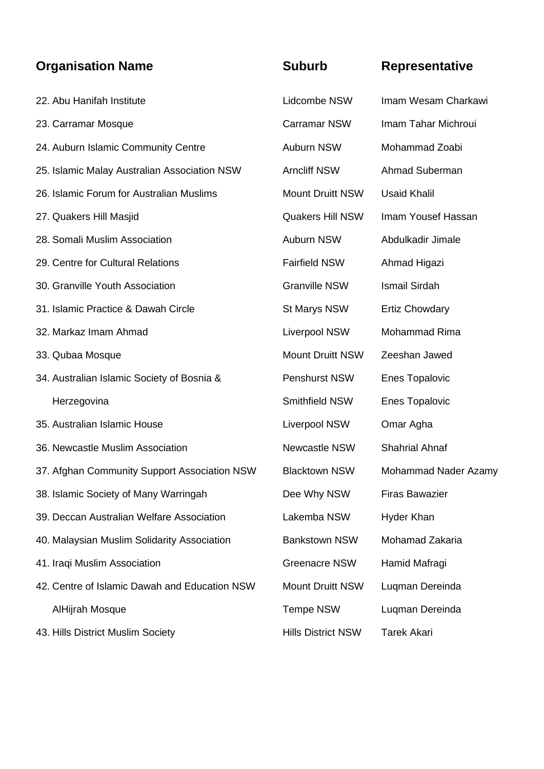| Organisation Name | Suburb | Representative |
|---|---|---|
| 22. Abu Hanifah Institute | Lidcombe NSW | Imam Wesam Charkawi |
| 23. Carramar Mosque | Carramar NSW | Imam Tahar Michroui |
| 24. Auburn Islamic Community Centre | Auburn NSW | Mohammad Zoabi |
| 25. Islamic Malay Australian Association NSW | Arncliff NSW | Ahmad Suberman |
| 26. Islamic Forum for Australian Muslims | Mount Druitt NSW | Usaid Khalil |
| 27. Quakers Hill Masjid | Quakers Hill NSW | Imam Yousef Hassan |
| 28. Somali Muslim Association | Auburn NSW | Abdulkadir Jimale |
| 29. Centre for Cultural Relations | Fairfield NSW | Ahmad Higazi |
| 30. Granville Youth Association | Granville NSW | Ismail Sirdah |
| 31. Islamic Practice & Dawah Circle | St Marys NSW | Ertiz Chowdary |
| 32. Markaz Imam Ahmad | Liverpool NSW | Mohammad Rima |
| 33. Qubaa Mosque | Mount Druitt NSW | Zeeshan Jawed |
| 34. Australian Islamic Society of Bosnia & | Penshurst NSW | Enes Topalovic |
| Herzegovina | Smithfield NSW | Enes Topalovic |
| 35. Australian Islamic House | Liverpool NSW | Omar Agha |
| 36. Newcastle Muslim Association | Newcastle NSW | Shahrial Ahnaf |
| 37. Afghan Community Support Association NSW | Blacktown NSW | Mohammad Nader Azamy |
| 38. Islamic Society of Many Warringah | Dee Why NSW | Firas Bawazier |
| 39. Deccan Australian Welfare Association | Lakemba NSW | Hyder Khan |
| 40. Malaysian Muslim Solidarity Association | Bankstown NSW | Mohamad Zakaria |
| 41. Iraqi Muslim Association | Greenacre NSW | Hamid Mafragi |
| 42. Centre of Islamic Dawah and Education NSW | Mount Druitt NSW | Luqman Dereinda |
| AlHijrah Mosque | Tempe NSW | Luqman Dereinda |
| 43. Hills District Muslim Society | Hills District NSW | Tarek Akari |